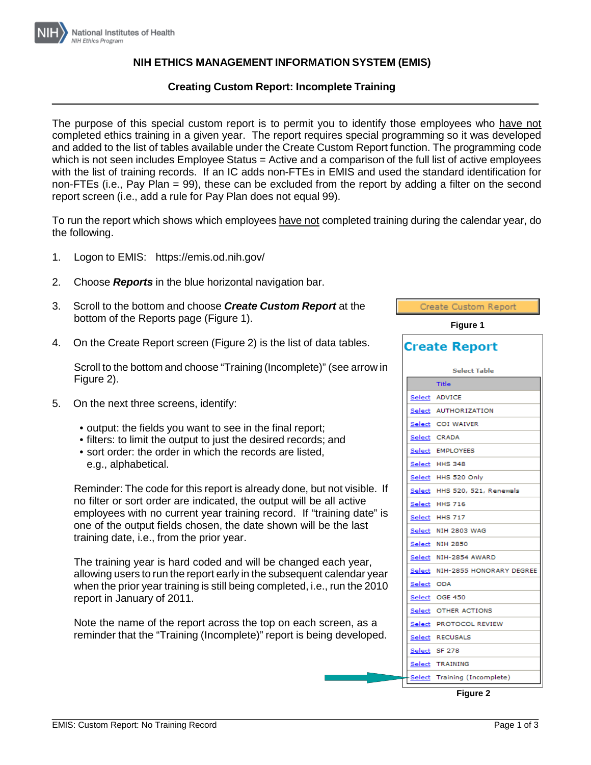# NIH ETHICS MANAGEMENT INFORMATION SYSTEM (EMIS)

## Creating Custom Report: Incomplete Training

The purpose of this special custom report is to permit you to identify those employees who have not completed ethics training in a given year. The report requires special programming so it was developed and added to the list of tables available under the Create Custom Report function. The programming code which is not seen includes Employee Status = Active and a comparison of the full list of active employees with the list of training records. If an IC adds non-FTEs in EMIS and used the standard identification for non-FTEs (i.e., Pay Plan = 99), these can be excluded from the report by adding a filter on the second report screen (i.e., add a rule for Pay Plan does not equal 99).

To run the report which shows which employees have not completed training during the calendar year, do the following.

1. Logon to EMIS: https://emis.od.nih.gov/

2. Choose ***Reports*** in the blue horizontal navigation bar.

3. Scroll to the bottom and choose ***Create Custom Report*** at the bottom of the Reports page (Figure 1).

4. On the Create Report screen (Figure 2) is the list of data tables.

   Scroll to the bottom and choose "Training (Incomplete)" (see arrow in Figure 2).

5. On the next three screens, identify:

   - output: the fields you want to see in the final report;
   - filters: to limit the output to just the desired records; and
   - sort order: the order in which the records are listed, e.g., alphabetical.

   Reminder: The code for this report is already done, but not visible. If no filter or sort order are indicated, the output will be all active employees with no current year training record. If "training date" is one of the output fields chosen, the date shown will be the last training date, i.e., from the prior year.

   The training year is hard coded and will be changed each year, allowing users to run the report early in the subsequent calendar year when the prior year training is still being completed, i.e., run the 2010 report in January of 2011.

   Note the name of the report across the top on each screen, as a reminder that the "Training (Incomplete)" report is being developed.

Create Custom Report

Figure 1

**Create Report**

Select Table

| | Title |
|---|---|
| Select | ADVICE |
| Select | AUTHORIZATION |
| Select | COI WAIVER |
| Select | CRADA |
| Select | EMPLOYEES |
| Select | HHS 348 |
| Select | HHS 520 Only |
| Select | HHS 520, 521, Renewals |
| Select | HHS 716 |
| Select | HHS 717 |
| Select | NIH 2803 WAG |
| Select | NIH 2850 |
| Select | NIH-2854 AWARD |
| Select | NIH-2855 HONORARY DEGREE |
| Select | ODA |
| Select | OGE 450 |
| Select | OTHER ACTIONS |
| Select | PROTOCOL REVIEW |
| Select | RECUSALS |
| Select | SF 278 |
| Select | TRAINING |
| Select | Training (Incomplete) |

Figure 2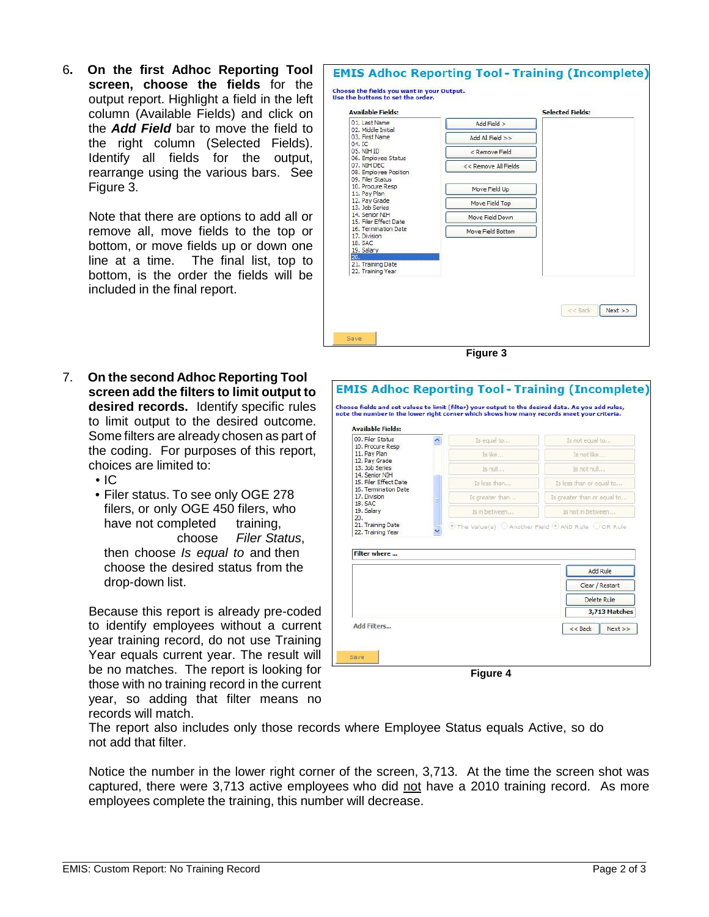6. **On the first Adhoc Reporting Tool screen, choose the fields** for the output report. Highlight a field in the left column (Available Fields) and click on the ***Add Field*** bar to move the field to the right column (Selected Fields). Identify all fields for the output, rearrange using the various bars. See Figure 3.

   Note that there are options to add all or remove all, move fields to the top or bottom, or move fields up or down one line at a time. The final list, top to bottom, is the order the fields will be included in the final report.

**Figure 3**

7. **On the second Adhoc Reporting Tool screen add the filters to limit output to desired records.** Identify specific rules to limit output to the desired outcome. Some filters are already chosen as part of the coding. For purposes of this report, choices are limited to:
   - IC
   - Filer status. To see only OGE 278 filers, or only OGE 450 filers, who have not completed training, choose *Filer Status*, then choose *Is equal to* and then choose the desired status from the drop-down list.

   Because this report is already pre-coded to identify employees without a current year training record, do not use Training Year equals current year. The result will be no matches. The report is looking for those with no training record in the current year, so adding that filter means no records will match.

   The report also includes only those records where Employee Status equals Active, so do not add that filter.

   Notice the number in the lower right corner of the screen, 3,713. At the time the screen shot was captured, there were 3,713 active employees who did not have a 2010 training record. As more employees complete the training, this number will decrease.

**Figure 4**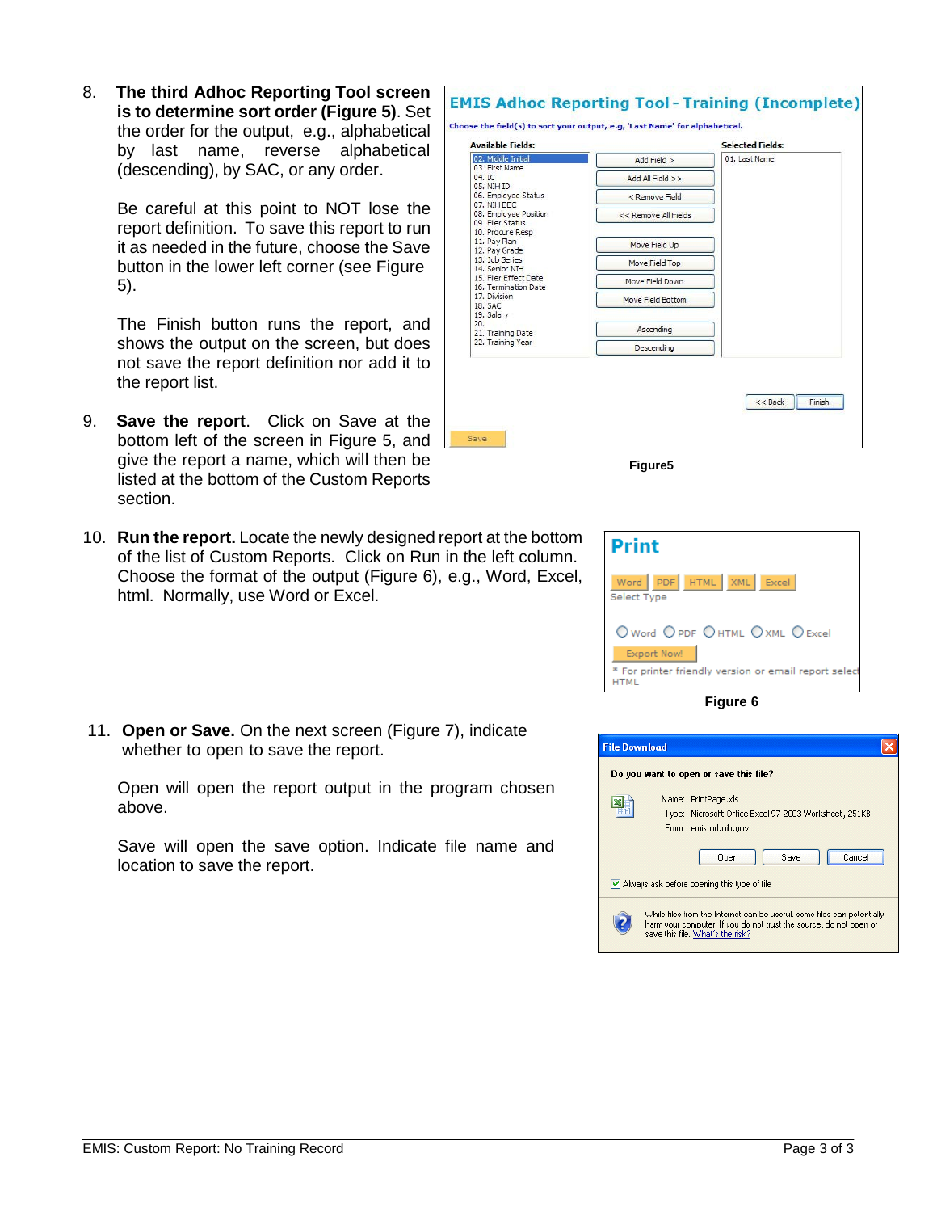8. **The third Adhoc Reporting Tool screen is to determine sort order (Figure 5)**. Set the order for the output, e.g., alphabetical by last name, reverse alphabetical (descending), by SAC, or any order.

   Be careful at this point to NOT lose the report definition. To save this report to run it as needed in the future, choose the Save button in the lower left corner (see Figure 5).

   The Finish button runs the report, and shows the output on the screen, but does not save the report definition nor add it to the report list.

Figure5

9. **Save the report**. Click on Save at the bottom left of the screen in Figure 5, and give the report a name, which will then be listed at the bottom of the Custom Reports section.

10. **Run the report.** Locate the newly designed report at the bottom of the list of Custom Reports. Click on Run in the left column. Choose the format of the output (Figure 6), e.g., Word, Excel, html. Normally, use Word or Excel.

Figure 6

11. **Open or Save.** On the next screen (Figure 7), indicate whether to open to save the report.

    Open will open the report output in the program chosen above.

    Save will open the save option. Indicate file name and location to save the report.